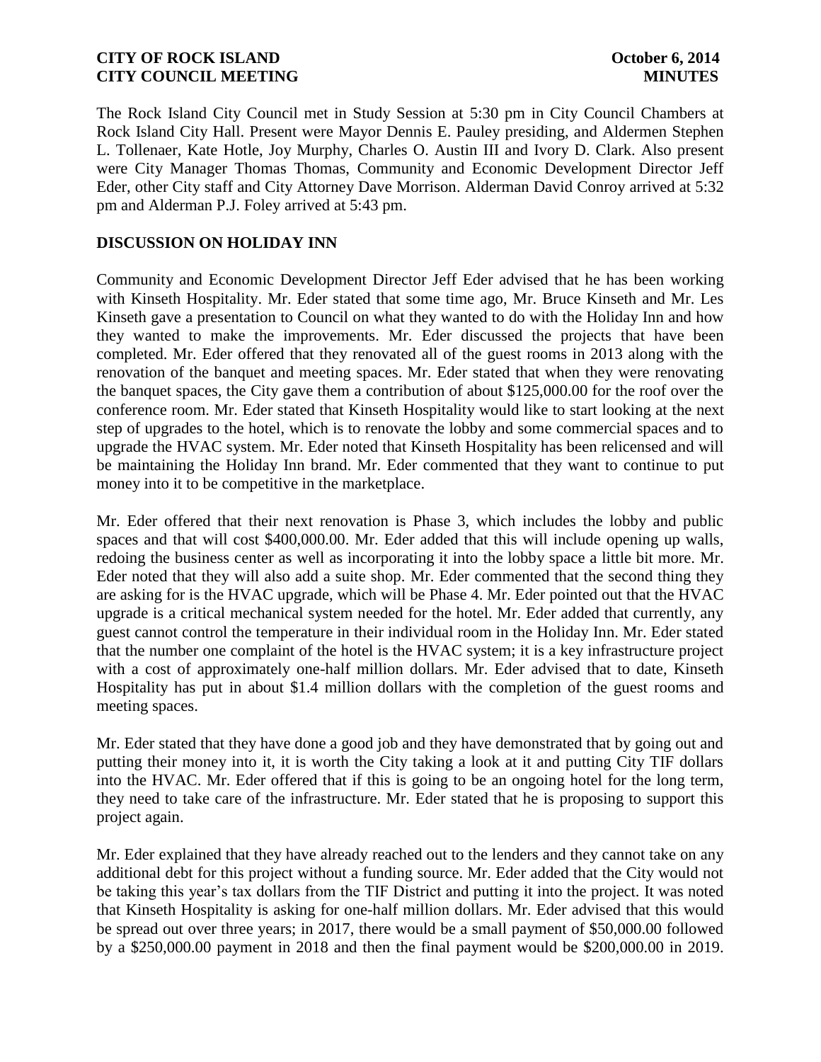The Rock Island City Council met in Study Session at 5:30 pm in City Council Chambers at Rock Island City Hall. Present were Mayor Dennis E. Pauley presiding, and Aldermen Stephen L. Tollenaer, Kate Hotle, Joy Murphy, Charles O. Austin III and Ivory D. Clark. Also present were City Manager Thomas Thomas, Community and Economic Development Director Jeff Eder, other City staff and City Attorney Dave Morrison. Alderman David Conroy arrived at 5:32 pm and Alderman P.J. Foley arrived at 5:43 pm.

## DISCUSSION ON HOLIDAY INN

Community and Economic Development Director Jeff Eder advised that he has been working with Kinseth Hospitality. Mr. Eder stated that some time ago, Mr. Bruce Kinseth and Mr. Les Kinseth gave a presentation to Council on what they wanted to do with the Holiday Inn and how they wanted to make the improvements. Mr. Eder discussed the projects that have been completed. Mr. Eder offered that they renovated all of the guest rooms in 2013 along with the renovation of the banquet and meeting spaces. Mr. Eder stated that when they were renovating the banquet spaces, the City gave them a contribution of about $125,000.00 for the roof over the conference room. Mr. Eder stated that Kinseth Hospitality would like to start looking at the next step of upgrades to the hotel, which is to renovate the lobby and some commercial spaces and to upgrade the HVAC system. Mr. Eder noted that Kinseth Hospitality has been relicensed and will be maintaining the Holiday Inn brand. Mr. Eder commented that they want to continue to put money into it to be competitive in the marketplace.

Mr. Eder offered that their next renovation is Phase 3, which includes the lobby and public spaces and that will cost $400,000.00. Mr. Eder added that this will include opening up walls, redoing the business center as well as incorporating it into the lobby space a little bit more. Mr. Eder noted that they will also add a suite shop. Mr. Eder commented that the second thing they are asking for is the HVAC upgrade, which will be Phase 4. Mr. Eder pointed out that the HVAC upgrade is a critical mechanical system needed for the hotel. Mr. Eder added that currently, any guest cannot control the temperature in their individual room in the Holiday Inn. Mr. Eder stated that the number one complaint of the hotel is the HVAC system; it is a key infrastructure project with a cost of approximately one-half million dollars. Mr. Eder advised that to date, Kinseth Hospitality has put in about $1.4 million dollars with the completion of the guest rooms and meeting spaces.

Mr. Eder stated that they have done a good job and they have demonstrated that by going out and putting their money into it, it is worth the City taking a look at it and putting City TIF dollars into the HVAC. Mr. Eder offered that if this is going to be an ongoing hotel for the long term, they need to take care of the infrastructure. Mr. Eder stated that he is proposing to support this project again.

Mr. Eder explained that they have already reached out to the lenders and they cannot take on any additional debt for this project without a funding source. Mr. Eder added that the City would not be taking this year's tax dollars from the TIF District and putting it into the project. It was noted that Kinseth Hospitality is asking for one-half million dollars. Mr. Eder advised that this would be spread out over three years; in 2017, there would be a small payment of $50,000.00 followed by a $250,000.00 payment in 2018 and then the final payment would be $200,000.00 in 2019.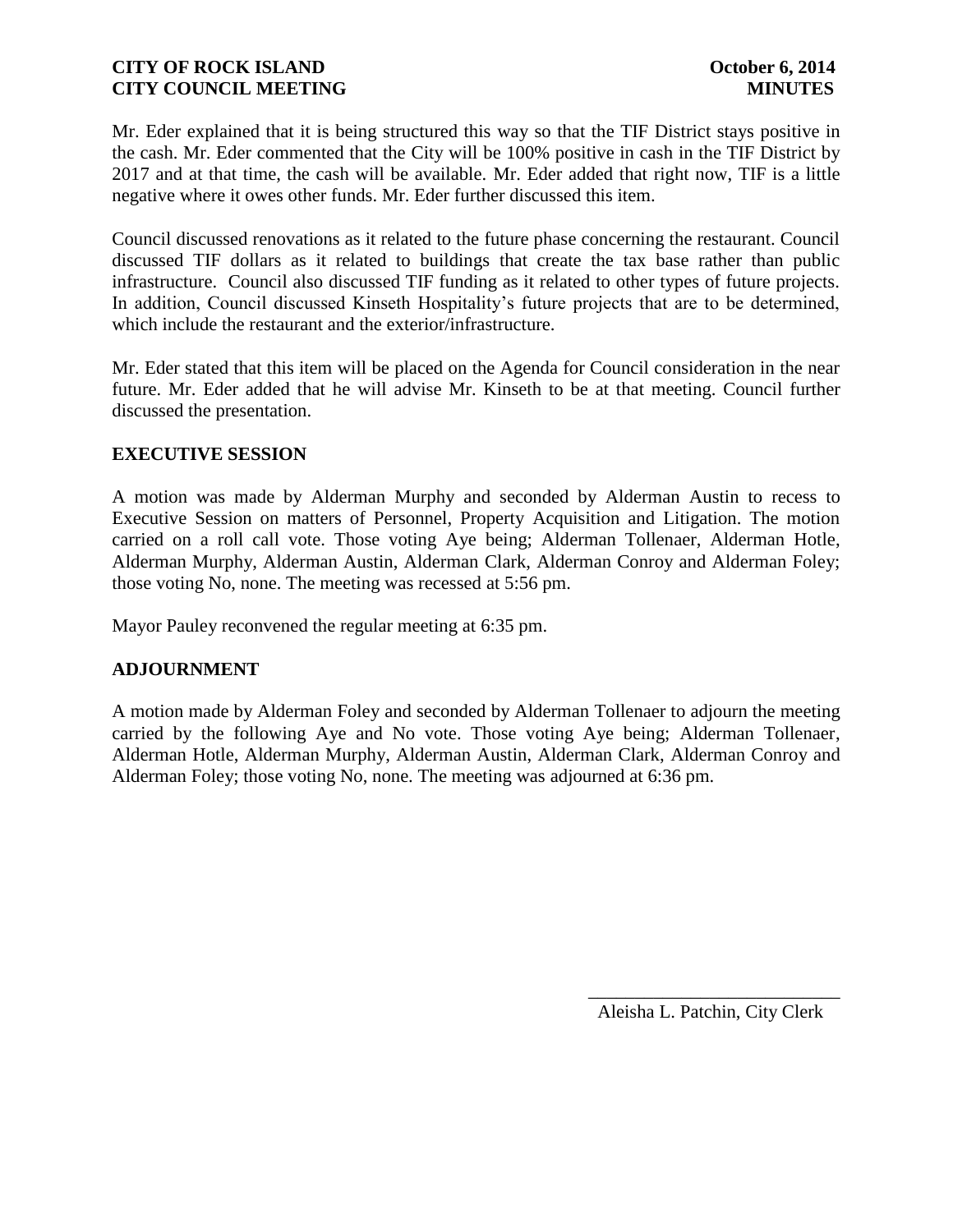Mr. Eder explained that it is being structured this way so that the TIF District stays positive in the cash. Mr. Eder commented that the City will be 100% positive in cash in the TIF District by 2017 and at that time, the cash will be available. Mr. Eder added that right now, TIF is a little negative where it owes other funds. Mr. Eder further discussed this item.

Council discussed renovations as it related to the future phase concerning the restaurant. Council discussed TIF dollars as it related to buildings that create the tax base rather than public infrastructure. Council also discussed TIF funding as it related to other types of future projects. In addition, Council discussed Kinseth Hospitality's future projects that are to be determined, which include the restaurant and the exterior/infrastructure.

Mr. Eder stated that this item will be placed on the Agenda for Council consideration in the near future. Mr. Eder added that he will advise Mr. Kinseth to be at that meeting. Council further discussed the presentation.

## EXECUTIVE SESSION

A motion was made by Alderman Murphy and seconded by Alderman Austin to recess to Executive Session on matters of Personnel, Property Acquisition and Litigation. The motion carried on a roll call vote. Those voting Aye being; Alderman Tollenaer, Alderman Hotle, Alderman Murphy, Alderman Austin, Alderman Clark, Alderman Conroy and Alderman Foley; those voting No, none. The meeting was recessed at 5:56 pm.

Mayor Pauley reconvened the regular meeting at 6:35 pm.

## ADJOURNMENT

A motion made by Alderman Foley and seconded by Alderman Tollenaer to adjourn the meeting carried by the following Aye and No vote. Those voting Aye being; Alderman Tollenaer, Alderman Hotle, Alderman Murphy, Alderman Austin, Alderman Clark, Alderman Conroy and Alderman Foley; those voting No, none. The meeting was adjourned at 6:36 pm.

\_\_\_\_\_\_\_\_\_\_\_\_\_\_\_\_\_\_\_\_\_\_\_\_\_\_\_\_

Aleisha L. Patchin, City Clerk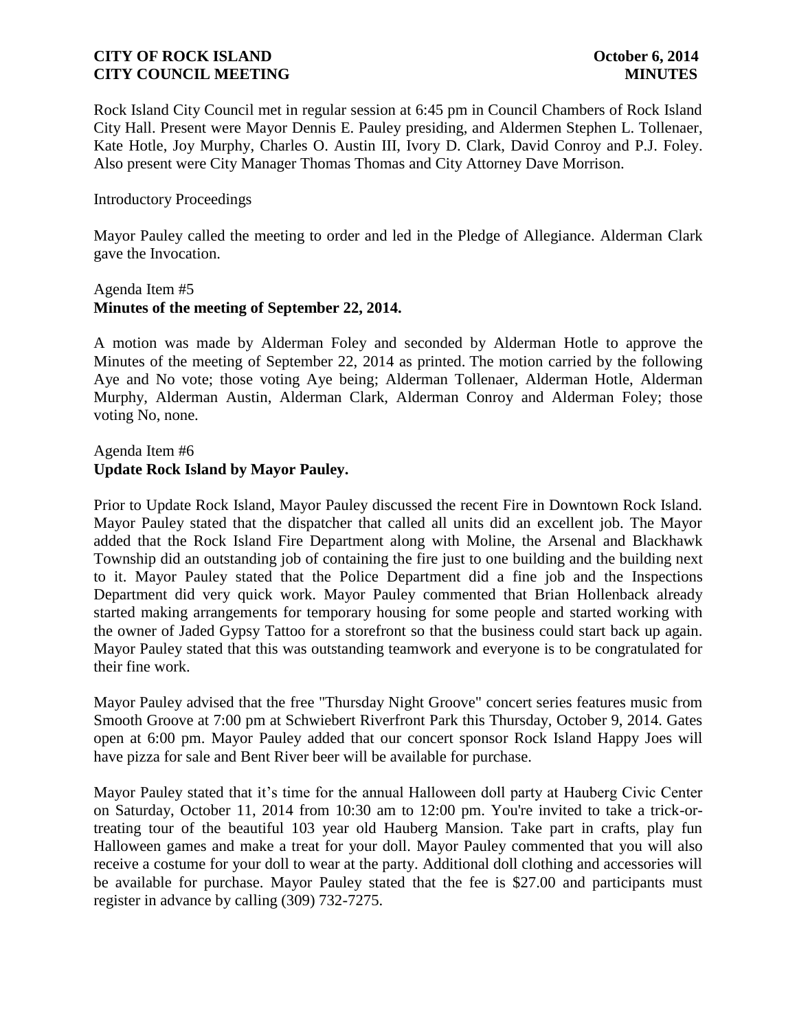Rock Island City Council met in regular session at 6:45 pm in Council Chambers of Rock Island City Hall. Present were Mayor Dennis E. Pauley presiding, and Aldermen Stephen L. Tollenaer, Kate Hotle, Joy Murphy, Charles O. Austin III, Ivory D. Clark, David Conroy and P.J. Foley. Also present were City Manager Thomas Thomas and City Attorney Dave Morrison.

Introductory Proceedings

Mayor Pauley called the meeting to order and led in the Pledge of Allegiance. Alderman Clark gave the Invocation.

Agenda Item #5
**Minutes of the meeting of September 22, 2014.**

A motion was made by Alderman Foley and seconded by Alderman Hotle to approve the Minutes of the meeting of September 22, 2014 as printed. The motion carried by the following Aye and No vote; those voting Aye being; Alderman Tollenaer, Alderman Hotle, Alderman Murphy, Alderman Austin, Alderman Clark, Alderman Conroy and Alderman Foley; those voting No, none.

Agenda Item #6
**Update Rock Island by Mayor Pauley.**

Prior to Update Rock Island, Mayor Pauley discussed the recent Fire in Downtown Rock Island. Mayor Pauley stated that the dispatcher that called all units did an excellent job. The Mayor added that the Rock Island Fire Department along with Moline, the Arsenal and Blackhawk Township did an outstanding job of containing the fire just to one building and the building next to it. Mayor Pauley stated that the Police Department did a fine job and the Inspections Department did very quick work. Mayor Pauley commented that Brian Hollenback already started making arrangements for temporary housing for some people and started working with the owner of Jaded Gypsy Tattoo for a storefront so that the business could start back up again. Mayor Pauley stated that this was outstanding teamwork and everyone is to be congratulated for their fine work.

Mayor Pauley advised that the free "Thursday Night Groove" concert series features music from Smooth Groove at 7:00 pm at Schwiebert Riverfront Park this Thursday, October 9, 2014. Gates open at 6:00 pm. Mayor Pauley added that our concert sponsor Rock Island Happy Joes will have pizza for sale and Bent River beer will be available for purchase.

Mayor Pauley stated that it's time for the annual Halloween doll party at Hauberg Civic Center on Saturday, October 11, 2014 from 10:30 am to 12:00 pm. You're invited to take a trick-or-treating tour of the beautiful 103 year old Hauberg Mansion. Take part in crafts, play fun Halloween games and make a treat for your doll. Mayor Pauley commented that you will also receive a costume for your doll to wear at the party. Additional doll clothing and accessories will be available for purchase. Mayor Pauley stated that the fee is $27.00 and participants must register in advance by calling (309) 732-7275.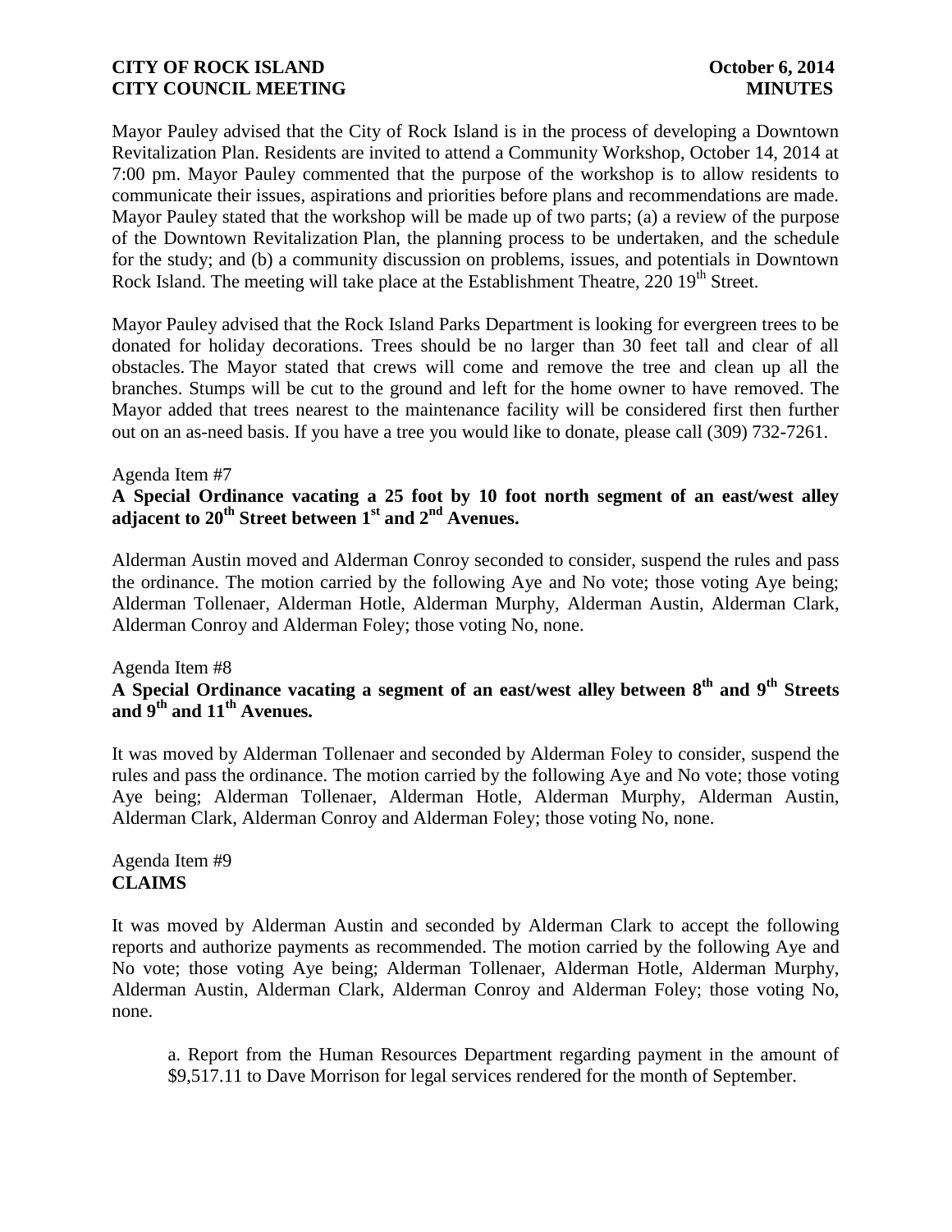Mayor Pauley advised that the City of Rock Island is in the process of developing a Downtown Revitalization Plan. Residents are invited to attend a Community Workshop, October 14, 2014 at 7:00 pm. Mayor Pauley commented that the purpose of the workshop is to allow residents to communicate their issues, aspirations and priorities before plans and recommendations are made. Mayor Pauley stated that the workshop will be made up of two parts; (a) a review of the purpose of the Downtown Revitalization Plan, the planning process to be undertaken, and the schedule for the study; and (b) a community discussion on problems, issues, and potentials in Downtown Rock Island. The meeting will take place at the Establishment Theatre, 220 19th Street.

Mayor Pauley advised that the Rock Island Parks Department is looking for evergreen trees to be donated for holiday decorations. Trees should be no larger than 30 feet tall and clear of all obstacles. The Mayor stated that crews will come and remove the tree and clean up all the branches. Stumps will be cut to the ground and left for the home owner to have removed. The Mayor added that trees nearest to the maintenance facility will be considered first then further out on an as-need basis. If you have a tree you would like to donate, please call (309) 732-7261.

Agenda Item #7

**A Special Ordinance vacating a 25 foot by 10 foot north segment of an east/west alley adjacent to 20th Street between 1st and 2nd Avenues.**

Alderman Austin moved and Alderman Conroy seconded to consider, suspend the rules and pass the ordinance. The motion carried by the following Aye and No vote; those voting Aye being; Alderman Tollenaer, Alderman Hotle, Alderman Murphy, Alderman Austin, Alderman Clark, Alderman Conroy and Alderman Foley; those voting No, none.

Agenda Item #8

**A Special Ordinance vacating a segment of an east/west alley between 8th and 9th Streets and 9th and 11th Avenues.**

It was moved by Alderman Tollenaer and seconded by Alderman Foley to consider, suspend the rules and pass the ordinance. The motion carried by the following Aye and No vote; those voting Aye being; Alderman Tollenaer, Alderman Hotle, Alderman Murphy, Alderman Austin, Alderman Clark, Alderman Conroy and Alderman Foley; those voting No, none.

Agenda Item #9

**CLAIMS**

It was moved by Alderman Austin and seconded by Alderman Clark to accept the following reports and authorize payments as recommended. The motion carried by the following Aye and No vote; those voting Aye being; Alderman Tollenaer, Alderman Hotle, Alderman Murphy, Alderman Austin, Alderman Clark, Alderman Conroy and Alderman Foley; those voting No, none.

a. Report from the Human Resources Department regarding payment in the amount of $9,517.11 to Dave Morrison for legal services rendered for the month of September.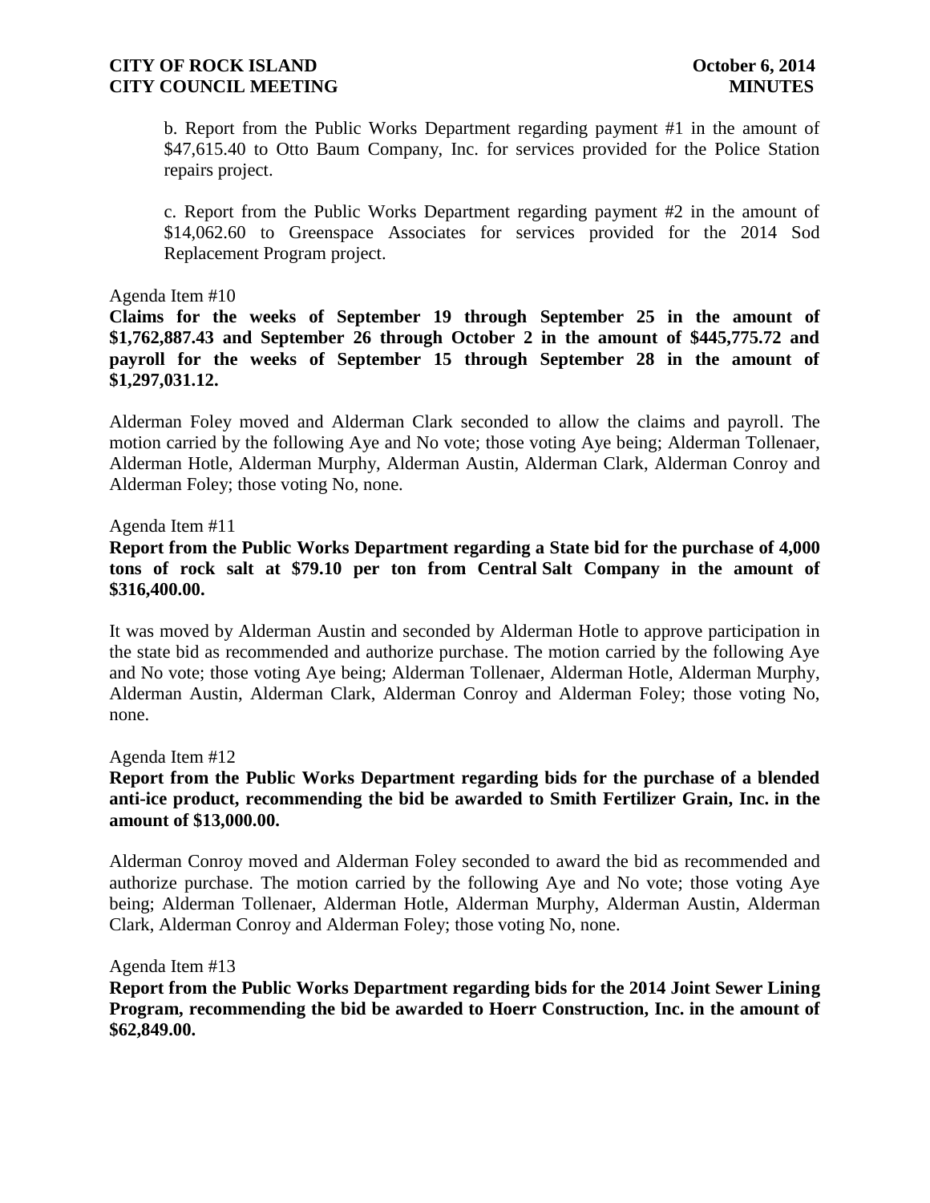b. Report from the Public Works Department regarding payment #1 in the amount of $47,615.40 to Otto Baum Company, Inc. for services provided for the Police Station repairs project.

c. Report from the Public Works Department regarding payment #2 in the amount of $14,062.60 to Greenspace Associates for services provided for the 2014 Sod Replacement Program project.

Agenda Item #10

**Claims for the weeks of September 19 through September 25 in the amount of $1,762,887.43 and September 26 through October 2 in the amount of $445,775.72 and payroll for the weeks of September 15 through September 28 in the amount of $1,297,031.12.**

Alderman Foley moved and Alderman Clark seconded to allow the claims and payroll. The motion carried by the following Aye and No vote; those voting Aye being; Alderman Tollenaer, Alderman Hotle, Alderman Murphy, Alderman Austin, Alderman Clark, Alderman Conroy and Alderman Foley; those voting No, none.

Agenda Item #11

**Report from the Public Works Department regarding a State bid for the purchase of 4,000 tons of rock salt at $79.10 per ton from Central Salt Company in the amount of $316,400.00.**

It was moved by Alderman Austin and seconded by Alderman Hotle to approve participation in the state bid as recommended and authorize purchase. The motion carried by the following Aye and No vote; those voting Aye being; Alderman Tollenaer, Alderman Hotle, Alderman Murphy, Alderman Austin, Alderman Clark, Alderman Conroy and Alderman Foley; those voting No, none.

Agenda Item #12

**Report from the Public Works Department regarding bids for the purchase of a blended anti-ice product, recommending the bid be awarded to Smith Fertilizer Grain, Inc. in the amount of $13,000.00.**

Alderman Conroy moved and Alderman Foley seconded to award the bid as recommended and authorize purchase. The motion carried by the following Aye and No vote; those voting Aye being; Alderman Tollenaer, Alderman Hotle, Alderman Murphy, Alderman Austin, Alderman Clark, Alderman Conroy and Alderman Foley; those voting No, none.

Agenda Item #13

**Report from the Public Works Department regarding bids for the 2014 Joint Sewer Lining Program, recommending the bid be awarded to Hoerr Construction, Inc. in the amount of $62,849.00.**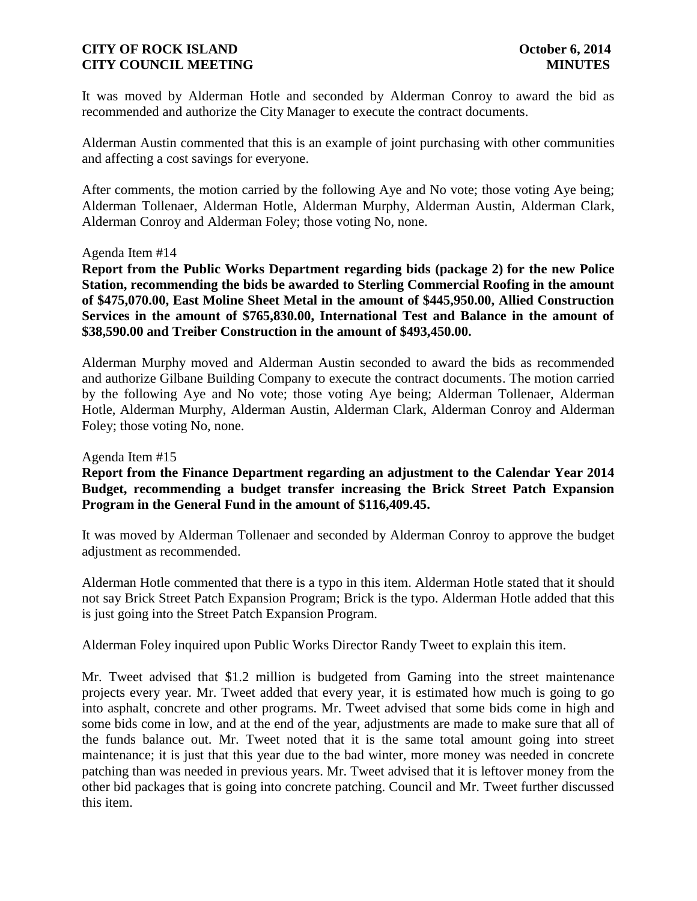It was moved by Alderman Hotle and seconded by Alderman Conroy to award the bid as recommended and authorize the City Manager to execute the contract documents.

Alderman Austin commented that this is an example of joint purchasing with other communities and affecting a cost savings for everyone.

After comments, the motion carried by the following Aye and No vote; those voting Aye being; Alderman Tollenaer, Alderman Hotle, Alderman Murphy, Alderman Austin, Alderman Clark, Alderman Conroy and Alderman Foley; those voting No, none.

Agenda Item #14

**Report from the Public Works Department regarding bids (package 2) for the new Police Station, recommending the bids be awarded to Sterling Commercial Roofing in the amount of $475,070.00, East Moline Sheet Metal in the amount of $445,950.00, Allied Construction Services in the amount of $765,830.00, International Test and Balance in the amount of $38,590.00 and Treiber Construction in the amount of $493,450.00.**

Alderman Murphy moved and Alderman Austin seconded to award the bids as recommended and authorize Gilbane Building Company to execute the contract documents. The motion carried by the following Aye and No vote; those voting Aye being; Alderman Tollenaer, Alderman Hotle, Alderman Murphy, Alderman Austin, Alderman Clark, Alderman Conroy and Alderman Foley; those voting No, none.

Agenda Item #15

**Report from the Finance Department regarding an adjustment to the Calendar Year 2014 Budget, recommending a budget transfer increasing the Brick Street Patch Expansion Program in the General Fund in the amount of $116,409.45.**

It was moved by Alderman Tollenaer and seconded by Alderman Conroy to approve the budget adjustment as recommended.

Alderman Hotle commented that there is a typo in this item. Alderman Hotle stated that it should not say Brick Street Patch Expansion Program; Brick is the typo. Alderman Hotle added that this is just going into the Street Patch Expansion Program.

Alderman Foley inquired upon Public Works Director Randy Tweet to explain this item.

Mr. Tweet advised that $1.2 million is budgeted from Gaming into the street maintenance projects every year. Mr. Tweet added that every year, it is estimated how much is going to go into asphalt, concrete and other programs. Mr. Tweet advised that some bids come in high and some bids come in low, and at the end of the year, adjustments are made to make sure that all of the funds balance out. Mr. Tweet noted that it is the same total amount going into street maintenance; it is just that this year due to the bad winter, more money was needed in concrete patching than was needed in previous years. Mr. Tweet advised that it is leftover money from the other bid packages that is going into concrete patching. Council and Mr. Tweet further discussed this item.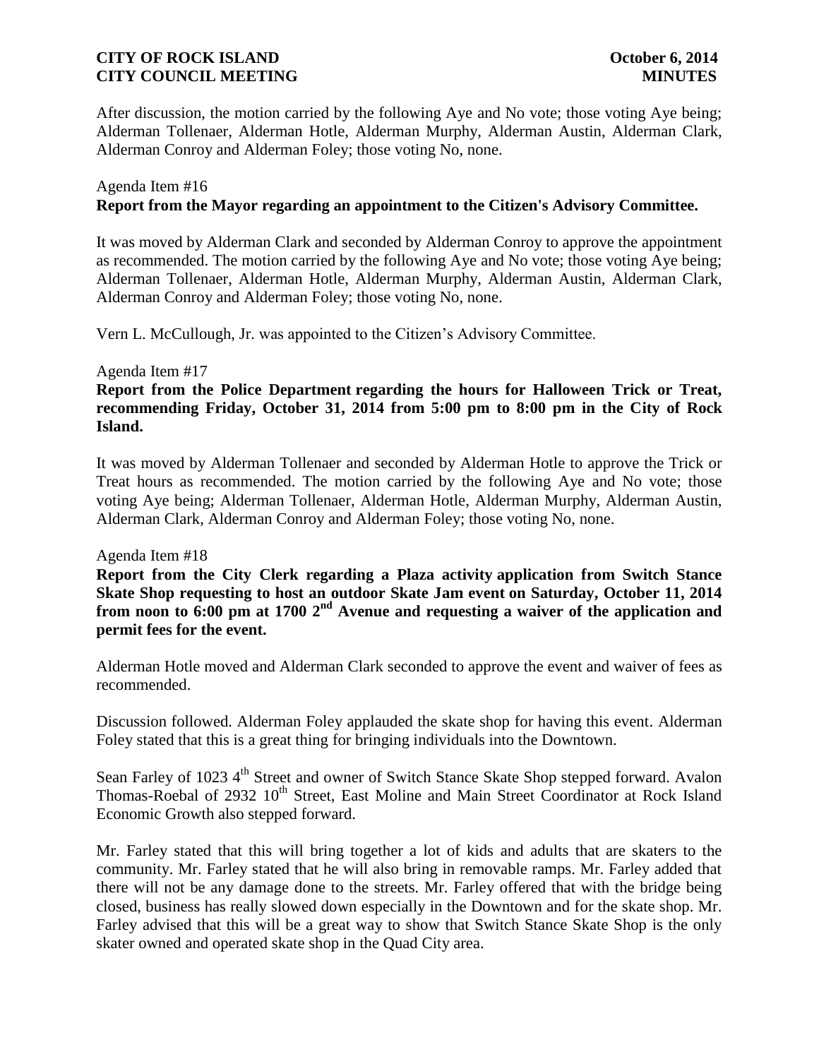After discussion, the motion carried by the following Aye and No vote; those voting Aye being; Alderman Tollenaer, Alderman Hotle, Alderman Murphy, Alderman Austin, Alderman Clark, Alderman Conroy and Alderman Foley; those voting No, none.

Agenda Item #16
**Report from the Mayor regarding an appointment to the Citizen's Advisory Committee.**

It was moved by Alderman Clark and seconded by Alderman Conroy to approve the appointment as recommended. The motion carried by the following Aye and No vote; those voting Aye being; Alderman Tollenaer, Alderman Hotle, Alderman Murphy, Alderman Austin, Alderman Clark, Alderman Conroy and Alderman Foley; those voting No, none.

Vern L. McCullough, Jr. was appointed to the Citizen's Advisory Committee.

Agenda Item #17
**Report from the Police Department regarding the hours for Halloween Trick or Treat, recommending Friday, October 31, 2014 from 5:00 pm to 8:00 pm in the City of Rock Island.**

It was moved by Alderman Tollenaer and seconded by Alderman Hotle to approve the Trick or Treat hours as recommended. The motion carried by the following Aye and No vote; those voting Aye being; Alderman Tollenaer, Alderman Hotle, Alderman Murphy, Alderman Austin, Alderman Clark, Alderman Conroy and Alderman Foley; those voting No, none.

Agenda Item #18
**Report from the City Clerk regarding a Plaza activity application from Switch Stance Skate Shop requesting to host an outdoor Skate Jam event on Saturday, October 11, 2014 from noon to 6:00 pm at 1700 2nd Avenue and requesting a waiver of the application and permit fees for the event.**

Alderman Hotle moved and Alderman Clark seconded to approve the event and waiver of fees as recommended.

Discussion followed. Alderman Foley applauded the skate shop for having this event. Alderman Foley stated that this is a great thing for bringing individuals into the Downtown.

Sean Farley of 1023 4th Street and owner of Switch Stance Skate Shop stepped forward. Avalon Thomas-Roebal of 2932 10th Street, East Moline and Main Street Coordinator at Rock Island Economic Growth also stepped forward.

Mr. Farley stated that this will bring together a lot of kids and adults that are skaters to the community. Mr. Farley stated that he will also bring in removable ramps. Mr. Farley added that there will not be any damage done to the streets. Mr. Farley offered that with the bridge being closed, business has really slowed down especially in the Downtown and for the skate shop. Mr. Farley advised that this will be a great way to show that Switch Stance Skate Shop is the only skater owned and operated skate shop in the Quad City area.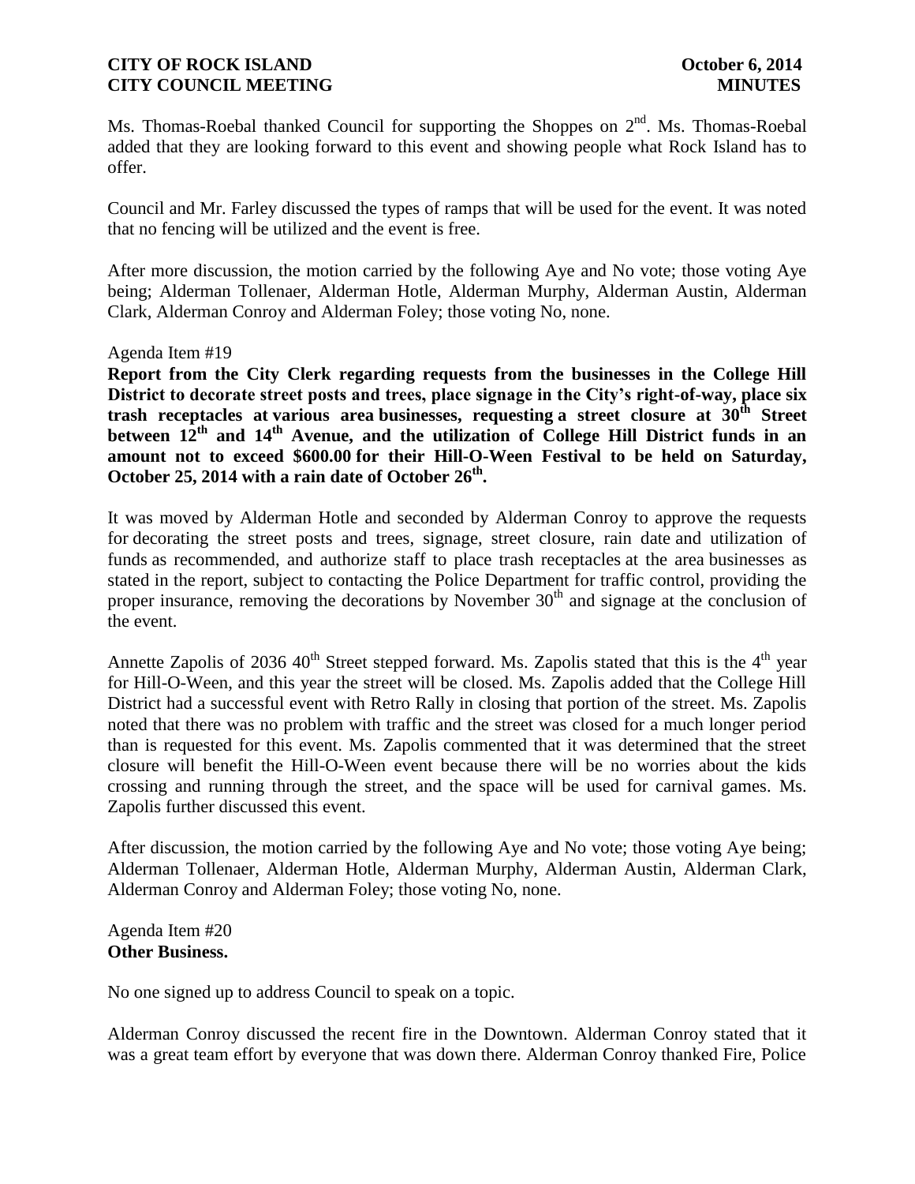Ms. Thomas-Roebal thanked Council for supporting the Shoppes on 2nd. Ms. Thomas-Roebal added that they are looking forward to this event and showing people what Rock Island has to offer.

Council and Mr. Farley discussed the types of ramps that will be used for the event. It was noted that no fencing will be utilized and the event is free.

After more discussion, the motion carried by the following Aye and No vote; those voting Aye being; Alderman Tollenaer, Alderman Hotle, Alderman Murphy, Alderman Austin, Alderman Clark, Alderman Conroy and Alderman Foley; those voting No, none.

Agenda Item #19

**Report from the City Clerk regarding requests from the businesses in the College Hill District to decorate street posts and trees, place signage in the City's right-of-way, place six trash receptacles at various area businesses, requesting a street closure at 30th Street between 12th and 14th Avenue, and the utilization of College Hill District funds in an amount not to exceed $600.00 for their Hill-O-Ween Festival to be held on Saturday, October 25, 2014 with a rain date of October 26th.**

It was moved by Alderman Hotle and seconded by Alderman Conroy to approve the requests for decorating the street posts and trees, signage, street closure, rain date and utilization of funds as recommended, and authorize staff to place trash receptacles at the area businesses as stated in the report, subject to contacting the Police Department for traffic control, providing the proper insurance, removing the decorations by November 30th and signage at the conclusion of the event.

Annette Zapolis of 2036 40th Street stepped forward. Ms. Zapolis stated that this is the 4th year for Hill-O-Ween, and this year the street will be closed. Ms. Zapolis added that the College Hill District had a successful event with Retro Rally in closing that portion of the street. Ms. Zapolis noted that there was no problem with traffic and the street was closed for a much longer period than is requested for this event. Ms. Zapolis commented that it was determined that the street closure will benefit the Hill-O-Ween event because there will be no worries about the kids crossing and running through the street, and the space will be used for carnival games. Ms. Zapolis further discussed this event.

After discussion, the motion carried by the following Aye and No vote; those voting Aye being; Alderman Tollenaer, Alderman Hotle, Alderman Murphy, Alderman Austin, Alderman Clark, Alderman Conroy and Alderman Foley; those voting No, none.

Agenda Item #20

**Other Business.**

No one signed up to address Council to speak on a topic.

Alderman Conroy discussed the recent fire in the Downtown. Alderman Conroy stated that it was a great team effort by everyone that was down there. Alderman Conroy thanked Fire, Police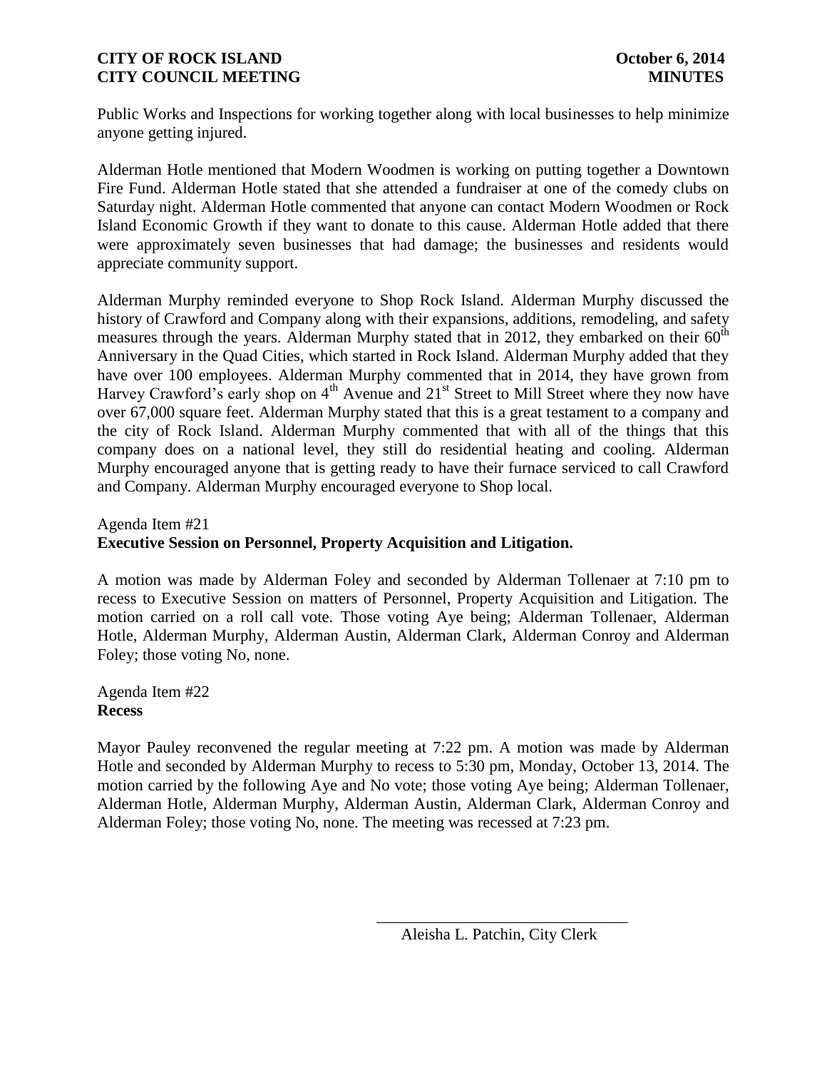Public Works and Inspections for working together along with local businesses to help minimize anyone getting injured.

Alderman Hotle mentioned that Modern Woodmen is working on putting together a Downtown Fire Fund. Alderman Hotle stated that she attended a fundraiser at one of the comedy clubs on Saturday night. Alderman Hotle commented that anyone can contact Modern Woodmen or Rock Island Economic Growth if they want to donate to this cause. Alderman Hotle added that there were approximately seven businesses that had damage; the businesses and residents would appreciate community support.

Alderman Murphy reminded everyone to Shop Rock Island. Alderman Murphy discussed the history of Crawford and Company along with their expansions, additions, remodeling, and safety measures through the years. Alderman Murphy stated that in 2012, they embarked on their 60th Anniversary in the Quad Cities, which started in Rock Island. Alderman Murphy added that they have over 100 employees. Alderman Murphy commented that in 2014, they have grown from Harvey Crawford's early shop on 4th Avenue and 21st Street to Mill Street where they now have over 67,000 square feet. Alderman Murphy stated that this is a great testament to a company and the city of Rock Island. Alderman Murphy commented that with all of the things that this company does on a national level, they still do residential heating and cooling. Alderman Murphy encouraged anyone that is getting ready to have their furnace serviced to call Crawford and Company. Alderman Murphy encouraged everyone to Shop local.

Agenda Item #21
**Executive Session on Personnel, Property Acquisition and Litigation.**

A motion was made by Alderman Foley and seconded by Alderman Tollenaer at 7:10 pm to recess to Executive Session on matters of Personnel, Property Acquisition and Litigation. The motion carried on a roll call vote. Those voting Aye being; Alderman Tollenaer, Alderman Hotle, Alderman Murphy, Alderman Austin, Alderman Clark, Alderman Conroy and Alderman Foley; those voting No, none.

Agenda Item #22
**Recess**

Mayor Pauley reconvened the regular meeting at 7:22 pm. A motion was made by Alderman Hotle and seconded by Alderman Murphy to recess to 5:30 pm, Monday, October 13, 2014. The motion carried by the following Aye and No vote; those voting Aye being; Alderman Tollenaer, Alderman Hotle, Alderman Murphy, Alderman Austin, Alderman Clark, Alderman Conroy and Alderman Foley; those voting No, none. The meeting was recessed at 7:23 pm.

______________________________
Aleisha L. Patchin, City Clerk